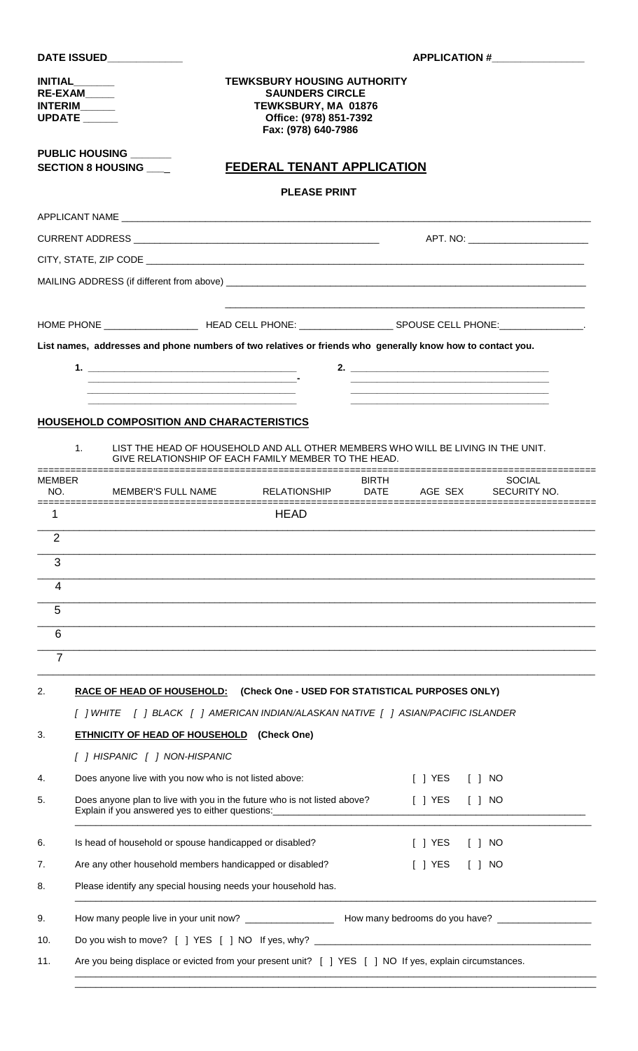DATE ISSUED____________ APPLICATION #_______________

INITIAL_______
RE-EXAM_____
INTERIM_____
UPDATE _____

**TEWKSBURY HOUSING AUTHORITY**
**SAUNDERS CIRCLE**
**TEWKSBURY, MA 01876**
**Office: (978) 851-7392**
**Fax: (978) 640-7986**

PUBLIC HOUSING _______
SECTION 8 HOUSING ___

## FEDERAL TENANT APPLICATION

**PLEASE PRINT**

APPLICANT NAME ________________________________________________

CURRENT ADDRESS ______________________________ APT. NO: ______________

CITY, STATE, ZIP CODE ________________________________________________

MAILING ADDRESS (if different from above) ________________________________________________

________________________________________________

HOME PHONE _______________ HEAD CELL PHONE: _______________ SPOUSE CELL PHONE:_______________.

**List names, addresses and phone numbers of two relatives or friends who generally know how to contact you.**

1. ______________________________- 2. ______________________________
______________________________ ______________________________
______________________________ ______________________________

### HOUSEHOLD COMPOSITION AND CHARACTERISTICS

1. LIST THE HEAD OF HOUSEHOLD AND ALL OTHER MEMBERS WHO WILL BE LIVING IN THE UNIT. GIVE RELATIONSHIP OF EACH FAMILY MEMBER TO THE HEAD.

| MEMBER NO. | MEMBER'S FULL NAME | RELATIONSHIP | BIRTH DATE | AGE | SEX | SOCIAL SECURITY NO. |
|---|---|---|---|---|---|---|
| 1 | | HEAD | | | | |
| 2 | | | | | | |
| 3 | | | | | | |
| 4 | | | | | | |
| 5 | | | | | | |
| 6 | | | | | | |
| 7 | | | | | | |

2. **RACE OF HEAD OF HOUSEHOLD: (Check One - USED FOR STATISTICAL PURPOSES ONLY)**

   *[ ] WHITE [ ] BLACK [ ] AMERICAN INDIAN/ALASKAN NATIVE [ ] ASIAN/PACIFIC ISLANDER*

3. **ETHNICITY OF HEAD OF HOUSEHOLD (Check One)**

   *[ ] HISPANIC [ ] NON-HISPANIC*

4. Does anyone live with you now who is not listed above: [ ] YES [ ] NO

5. Does anyone plan to live with you in the future who is not listed above? [ ] YES [ ] NO
   Explain if you answered yes to either questions:________________________________________________
   ________________________________________________

6. Is head of household or spouse handicapped or disabled? [ ] YES [ ] NO

7. Are any other household members handicapped or disabled? [ ] YES [ ] NO

8. Please identify any special housing needs your household has.
   ________________________________________________

9. How many people live in your unit now? _______________ How many bedrooms do you have? _______________

10. Do you wish to move? [ ] YES [ ] NO If yes, why? ________________________________________________

11. Are you being displace or evicted from your present unit? [ ] YES [ ] NO If yes, explain circumstances.
    ________________________________________________
    ________________________________________________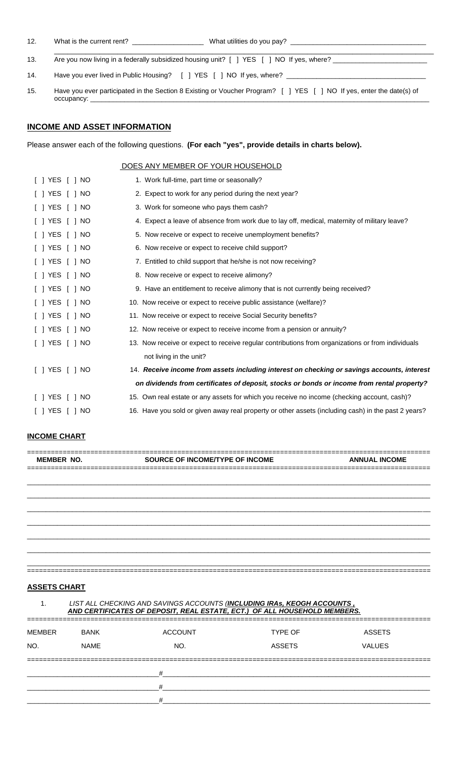12. What is the current rent? ___________________ What utilities do you pay? ___________________________________

13. Are you now living in a federally subsidized housing unit? [ ] YES [ ] NO If yes, where? ________________________

14. Have you ever lived in Public Housing? [ ] YES [ ] NO If yes, where? ___________________________________

15. Have you ever participated in the Section 8 Existing or Voucher Program? [ ] YES [ ] NO If yes, enter the date(s) of occupancy: ___________________________________________________________________________________

## INCOME AND ASSET INFORMATION

Please answer each of the following questions. **(For each "yes", provide details in charts below).**

DOES ANY MEMBER OF YOUR HOUSEHOLD

[ ] YES [ ] NO 1. Work full-time, part time or seasonally?

[ ] YES [ ] NO 2. Expect to work for any period during the next year?

[ ] YES [ ] NO 3. Work for someone who pays them cash?

[ ] YES [ ] NO 4. Expect a leave of absence from work due to lay off, medical, maternity of military leave?

[ ] YES [ ] NO 5. Now receive or expect to receive unemployment benefits?

[ ] YES [ ] NO 6. Now receive or expect to receive child support?

[ ] YES [ ] NO 7. Entitled to child support that he/she is not now receiving?

[ ] YES [ ] NO 8. Now receive or expect to receive alimony?

[ ] YES [ ] NO 9. Have an entitlement to receive alimony that is not currently being received?

[ ] YES [ ] NO 10. Now receive or expect to receive public assistance (welfare)?

[ ] YES [ ] NO 11. Now receive or expect to receive Social Security benefits?

[ ] YES [ ] NO 12. Now receive or expect to receive income from a pension or annuity?

[ ] YES [ ] NO 13. Now receive or expect to receive regular contributions from organizations or from individuals not living in the unit?

[ ] YES [ ] NO ***14. Receive income from assets including interest on checking or savings accounts, interest on dividends from certificates of deposit, stocks or bonds or income from rental property?***

[ ] YES [ ] NO 15. Own real estate or any assets for which you receive no income (checking account, cash)?

[ ] YES [ ] NO 16. Have you sold or given away real property or other assets (including cash) in the past 2 years?

## INCOME CHART

| MEMBER NO. | SOURCE OF INCOME/TYPE OF INCOME | ANNUAL INCOME |
|---|---|---|
| | | |
| | | |
| | | |
| | | |
| | | |
| | | |
| | | |

## ASSETS CHART

1. *LIST ALL CHECKING AND SAVINGS ACCOUNTS (**INCLUDING IRAs, KEOGH ACCOUNTS , AND CERTIFICATES OF DEPOSIT, REAL ESTATE, ECT.) OF ALL HOUSEHOLD MEMBERS.***

| MEMBER NO. | BANK NAME | ACCOUNT NO. | TYPE OF ASSETS | ASSETS VALUES |
|---|---|---|---|---|
| | | # | | |
| | | # | | |
| | | # | | |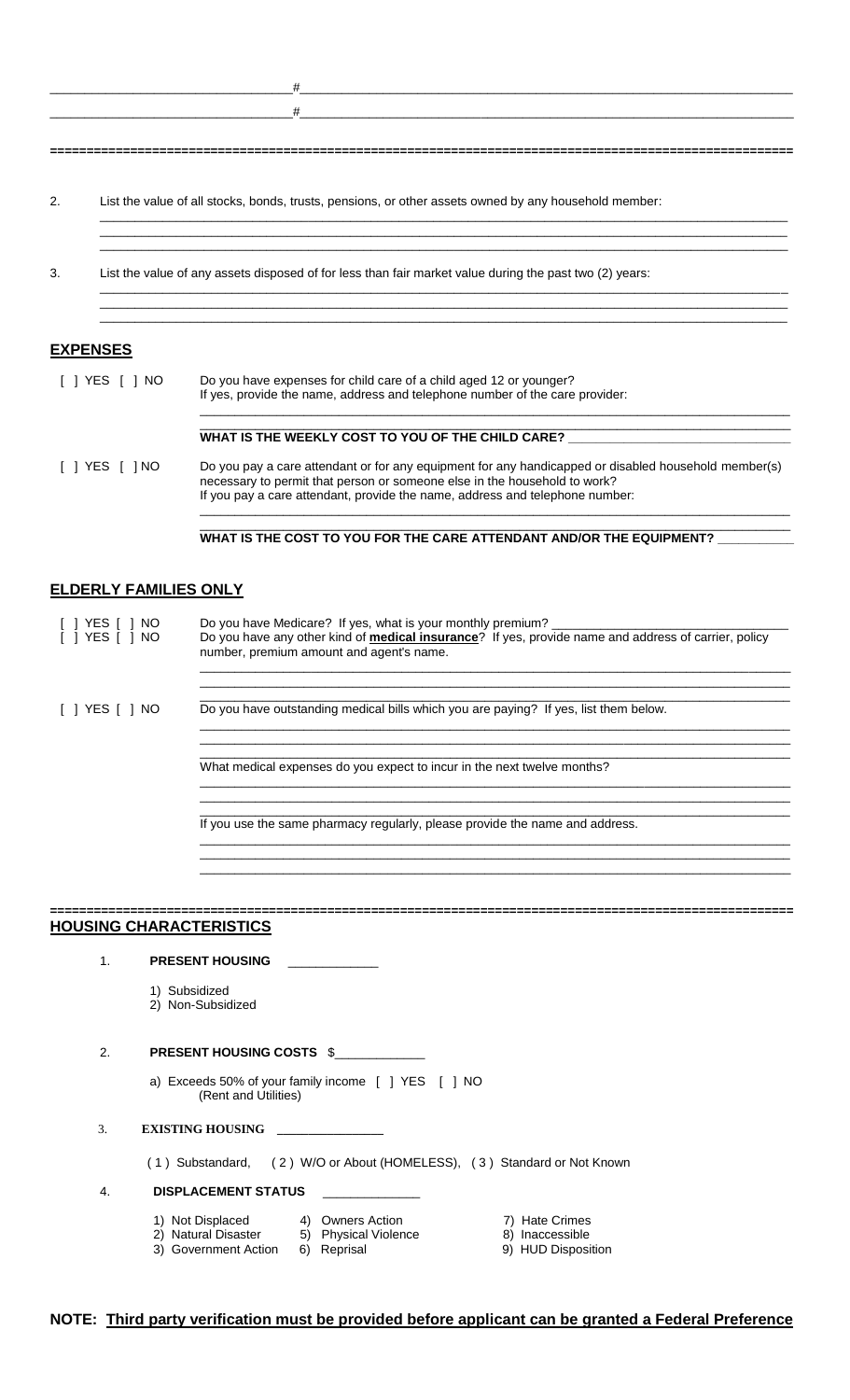________________________________#____________________________________________________________________

________________________________#____________________________________________________________________

---

2. List the value of all stocks, bonds, trusts, pensions, or other assets owned by any household member:

_____________________________________________________________________________________________

_____________________________________________________________________________________________

_____________________________________________________________________________________________

3. List the value of any assets disposed of for less than fair market value during the past two (2) years:

_____________________________________________________________________________________________

_____________________________________________________________________________________________

_____________________________________________________________________________________________

## EXPENSES

[ ] YES [ ] NO — Do you have expenses for child care of a child aged 12 or younger? If yes, provide the name, address and telephone number of the care provider:

_____________________________________________________________________________________________

**WHAT IS THE WEEKLY COST TO YOU OF THE CHILD CARE?** ______________________________

[ ] YES [ ] NO — Do you pay a care attendant or for any equipment for any handicapped or disabled household member(s) necessary to permit that person or someone else in the household to work? If you pay a care attendant, provide the name, address and telephone number:

_____________________________________________________________________________________________

**WHAT IS THE COST TO YOU FOR THE CARE ATTENDANT AND/OR THE EQUIPMENT?** __________

## ELDERLY FAMILIES ONLY

[ ] YES [ ] NO — Do you have Medicare? If yes, what is your monthly premium? ________________________________

[ ] YES [ ] NO — Do you have any other kind of **medical insurance**? If yes, provide name and address of carrier, policy number, premium amount and agent's name.

_____________________________________________________________________________________________

_____________________________________________________________________________________________

[ ] YES [ ] NO — Do you have outstanding medical bills which you are paying? If yes, list them below.

_____________________________________________________________________________________________

_____________________________________________________________________________________________

What medical expenses do you expect to incur in the next twelve months?

_____________________________________________________________________________________________

_____________________________________________________________________________________________

If you use the same pharmacy regularly, please provide the name and address.

_____________________________________________________________________________________________

_____________________________________________________________________________________________

---

## HOUSING CHARACTERISTICS

1. **PRESENT HOUSING** _____________

   1) Subsidized
   2) Non-Subsidized

2. **PRESENT HOUSING COSTS** $_____________

   a) Exceeds 50% of your family income [ ] YES [ ] NO (Rent and Utilities)

3. **EXISTING HOUSING** _______________

   ( 1 ) Substandard, ( 2 ) W/O or About (HOMELESS), ( 3 ) Standard or Not Known

4. **DISPLACEMENT STATUS** ______________

   1) Not Displaced
   2) Natural Disaster
   3) Government Action
   4) Owners Action
   5) Physical Violence
   6) Reprisal
   7) Hate Crimes
   8) Inaccessible
   9) HUD Disposition

**NOTE: Third party verification must be provided before applicant can be granted a Federal Preference**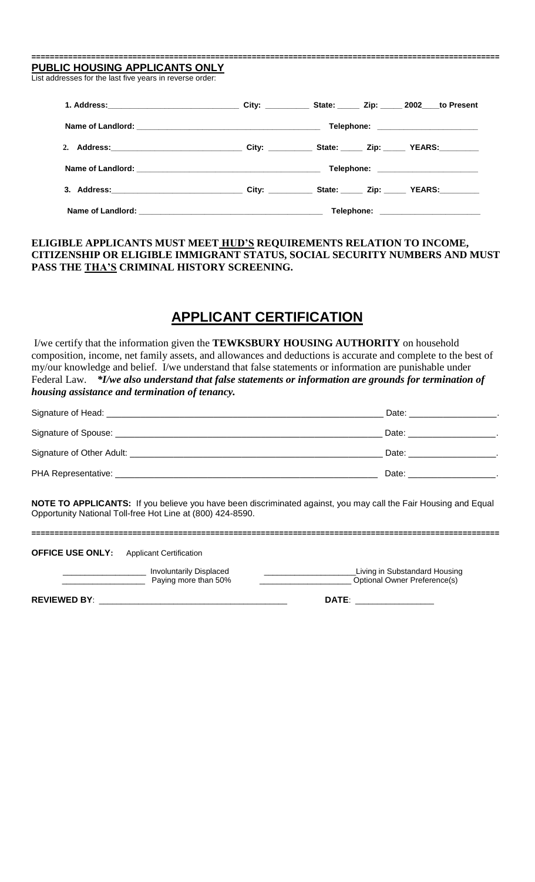## PUBLIC HOUSING APPLICANTS ONLY

List addresses for the last five years in reverse order:

**1. Address:**_____________________________ **City:** __________ **State:** _____ **Zip:** _____ **2002**____**to Present**

**Name of Landlord:** ________________________________________ **Telephone:** ______________________

**2. Address:**_____________________________ **City:** __________ **State:** _____ **Zip:** _____ **YEARS:**_________

**Name of Landlord:** ________________________________________ **Telephone:** ______________________

**3. Address:**_____________________________ **City:** __________ **State:** _____ **Zip:** _____ **YEARS:**_________

**Name of Landlord:** ________________________________________ **Telephone:** ______________________

**ELIGIBLE APPLICANTS MUST MEET HUD'S REQUIREMENTS RELATION TO INCOME, CITIZENSHIP OR ELIGIBLE IMMIGRANT STATUS, SOCIAL SECURITY NUMBERS AND MUST PASS THE THA'S CRIMINAL HISTORY SCREENING.**

# APPLICANT CERTIFICATION

I/we certify that the information given the **TEWKSBURY HOUSING AUTHORITY** on household composition, income, net family assets, and allowances and deductions is accurate and complete to the best of my/our knowledge and belief. I/we understand that false statements or information are punishable under Federal Law. ***I/we also understand that false statements or information are grounds for termination of housing assistance and termination of tenancy.***

Signature of Head: ________________________________________________ Date: __________________.

Signature of Spouse: ______________________________________________ Date: __________________.

Signature of Other Adult: __________________________________________ Date: __________________.

PHA Representative: ______________________________________________ Date: __________________.

**NOTE TO APPLICANTS:** If you believe you have been discriminated against, you may call the Fair Housing and Equal Opportunity National Toll-free Hot Line at (800) 424-8590.

**OFFICE USE ONLY:** Applicant Certification

__________________ Involuntarily Displaced &nbsp;&nbsp;&nbsp; ____________________Living in Substandard Housing

__________________ Paying more than 50% &nbsp;&nbsp;&nbsp; ____________________ Optional Owner Preference(s)

**REVIEWED BY**: ______________________________________ **DATE**: ________________